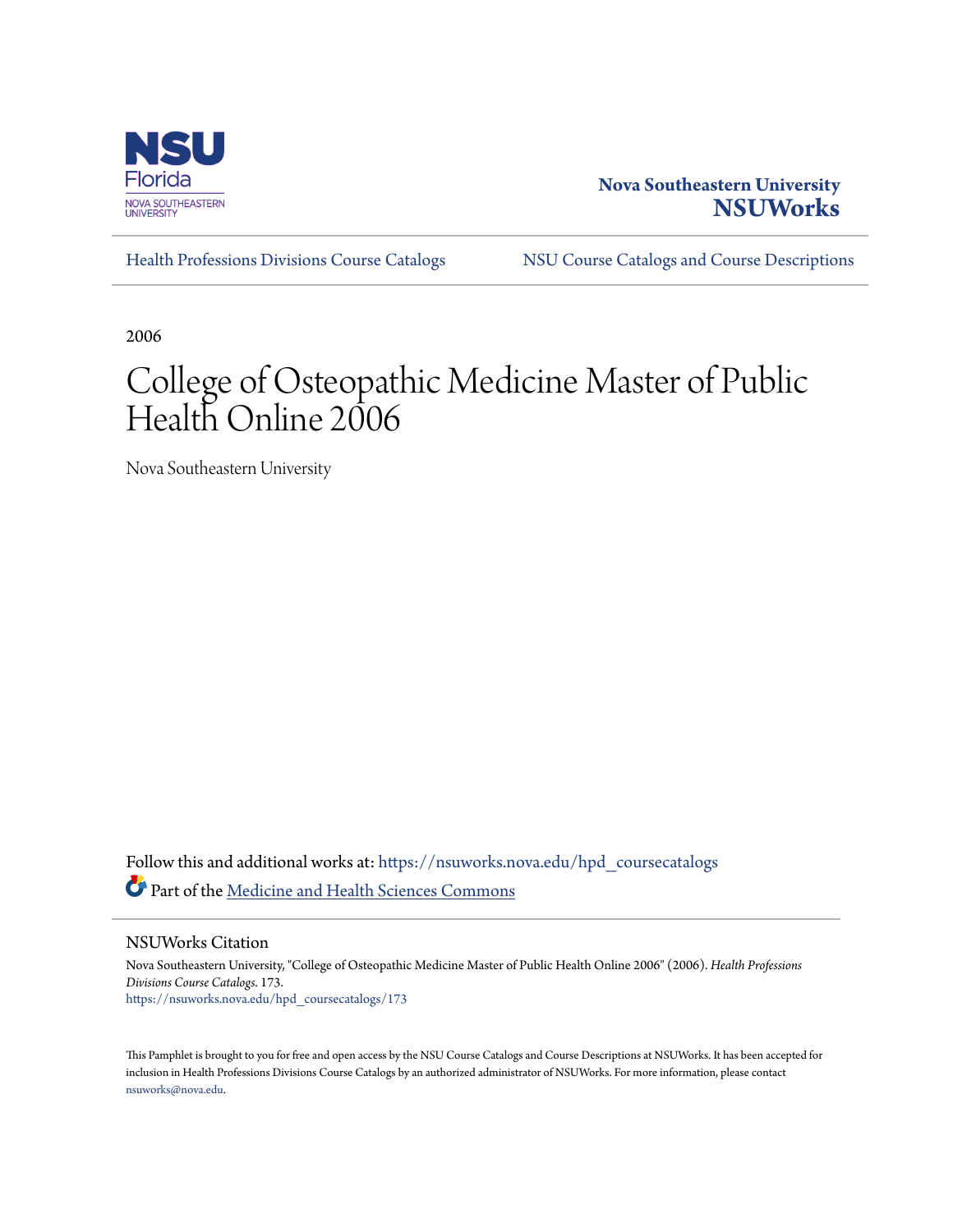Nova Southeastern University
**NSUWorks**

Health Professions Divisions Course Catalogs | NSU Course Catalogs and Course Descriptions

2006

# College of Osteopathic Medicine Master of Public Health Online 2006

Nova Southeastern University

Follow this and additional works at: https://nsuworks.nova.edu/hpd_coursecatalogs

Part of the Medicine and Health Sciences Commons

## NSUWorks Citation

Nova Southeastern University, "College of Osteopathic Medicine Master of Public Health Online 2006" (2006). *Health Professions Divisions Course Catalogs*. 173.
https://nsuworks.nova.edu/hpd_coursecatalogs/173

This Pamphlet is brought to you for free and open access by the NSU Course Catalogs and Course Descriptions at NSUWorks. It has been accepted for inclusion in Health Professions Divisions Course Catalogs by an authorized administrator of NSUWorks. For more information, please contact nsuworks@nova.edu.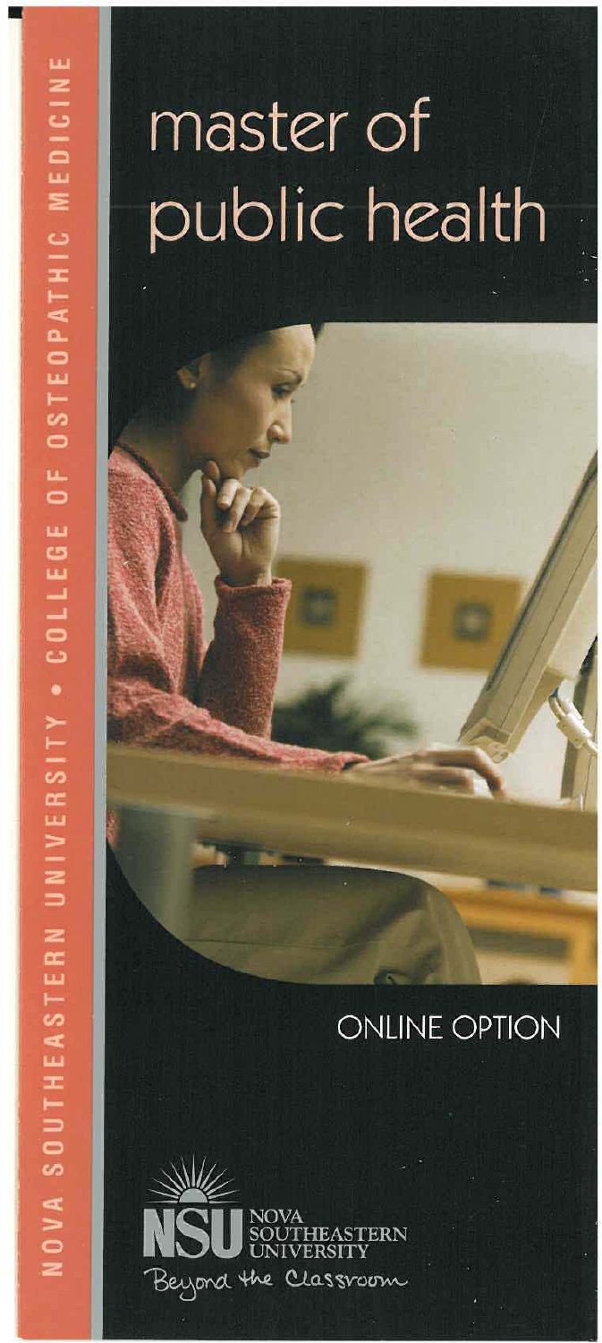NOVA SOUTHEASTERN UNIVERSITY • COLLEGE OF OSTEOPATHIC MEDICINE

# master of public health

ONLINE OPTION

NSU NOVA SOUTHEASTERN UNIVERSITY

*Beyond the Classroom*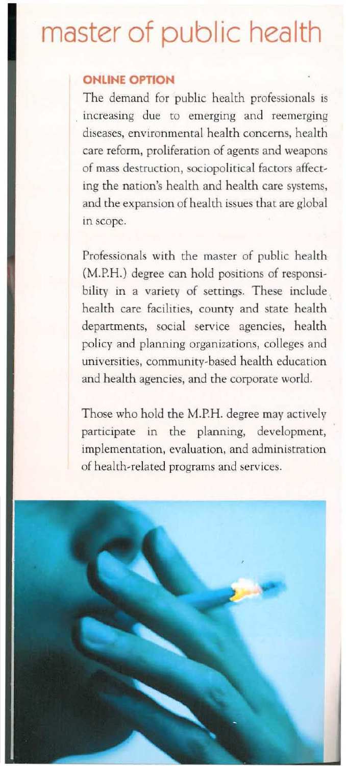# master of public health

### ONLINE OPTION

The demand for public health professionals is increasing due to emerging and reemerging diseases, environmental health concerns, health care reform, proliferation of agents and weapons of mass destruction, sociopolitical factors affecting the nation's health and health care systems, and the expansion of health issues that are global in scope.

Professionals with the master of public health (M.P.H.) degree can hold positions of responsibility in a variety of settings. These include health care facilities, county and state health departments, social service agencies, health policy and planning organizations, colleges and universities, community-based health education and health agencies, and the corporate world.

Those who hold the M.P.H. degree may actively participate in the planning, development, implementation, evaluation, and administration of health-related programs and services.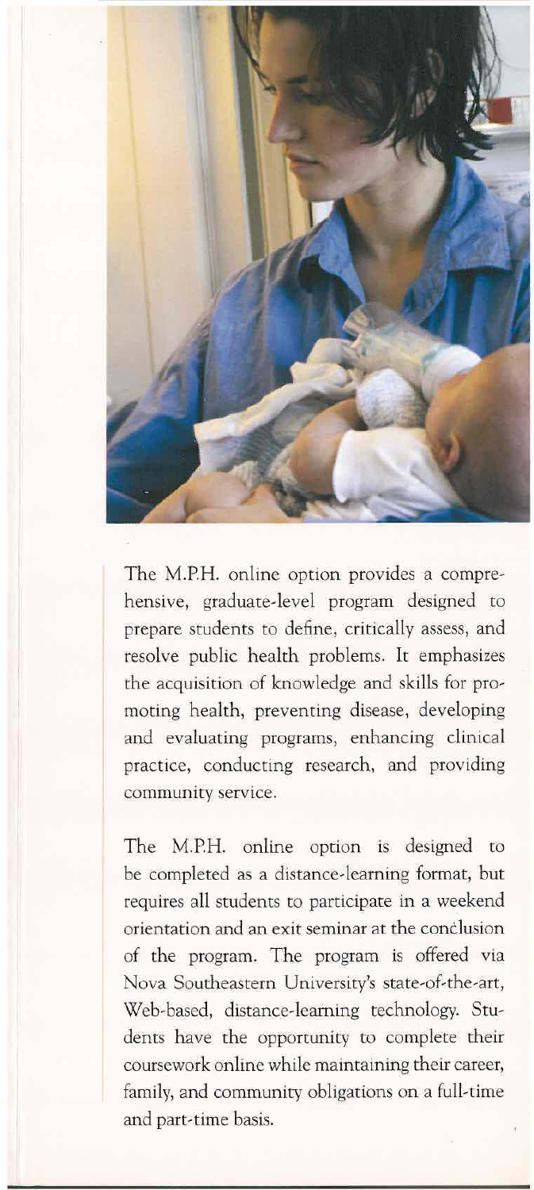The M.P.H. online option provides a comprehensive, graduate-level program designed to prepare students to define, critically assess, and resolve public health problems. It emphasizes the acquisition of knowledge and skills for promoting health, preventing disease, developing and evaluating programs, enhancing clinical practice, conducting research, and providing community service.

The M.P.H. online option is designed to be completed as a distance-learning format, but requires all students to participate in a weekend orientation and an exit seminar at the conclusion of the program. The program is offered via Nova Southeastern University's state-of-the-art, Web-based, distance-learning technology. Students have the opportunity to complete their coursework online while maintaining their career, family, and community obligations on a full-time and part-time basis.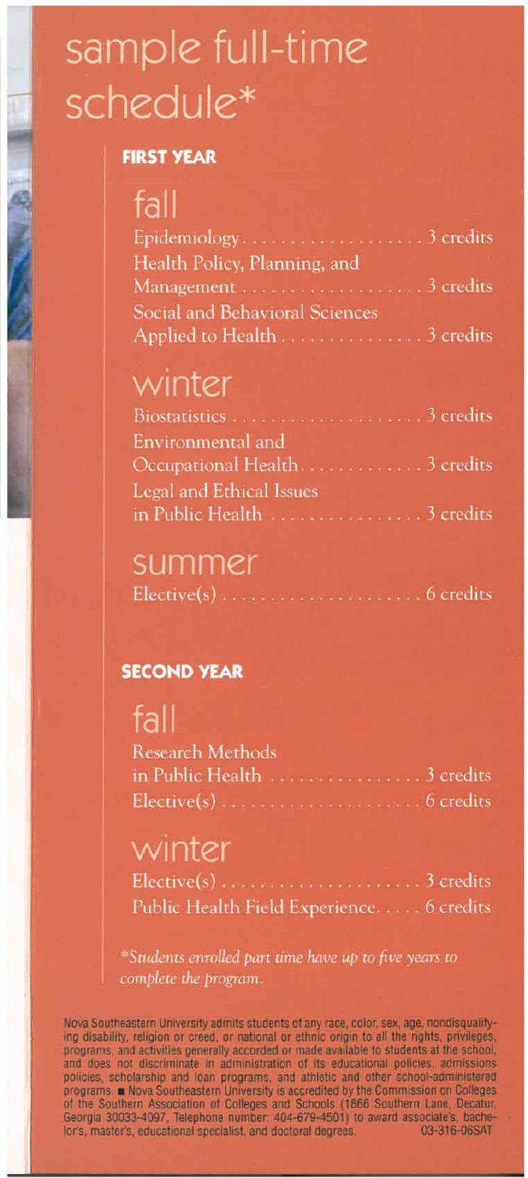# sample full-time schedule*

## FIRST YEAR

### fall

Epidemiology . . . . . . . . . . . . . . . . . . . 3 credits
Health Policy, Planning, and Management . . . . . . . . . . . . . . . . . . . 3 credits
Social and Behavioral Sciences Applied to Health . . . . . . . . . . . . . . . 3 credits

### winter

Biostatistics . . . . . . . . . . . . . . . . . . . . 3 credits
Environmental and Occupational Health. . . . . . . . . . . . . 3 credits
Legal and Ethical Issues in Public Health . . . . . . . . . . . . . . . . 3 credits

### summer

Elective(s) . . . . . . . . . . . . . . . . . . . . . 6 credits

## SECOND YEAR

### fall

Research Methods in Public Health . . . . . . . . . . . . . . . . 3 credits
Elective(s) . . . . . . . . . . . . . . . . . . . . . 6 credits

### winter

Elective(s) . . . . . . . . . . . . . . . . . . . . . 3 credits
Public Health Field Experience. . . . . . 6 credits

*\*Students enrolled part time have up to five years to complete the program.*

Nova Southeastern University admits students of any race, color, sex, age, nondisqualifying disability, religion or creed, or national or ethnic origin to all the rights, privileges, programs, and activities generally accorded or made available to students at the school, and does not discriminate in administration of its educational policies, admissions policies, scholarship and loan programs, and athletic and other school-administered programs. ■ Nova Southeastern University is accredited by the Commission on Colleges of the Southern Association of Colleges and Schools (1866 Southern Lane, Decatur, Georgia 30033-4097, Telephone number: 404-679-4501) to award associate's, bachelor's, master's, educational specialist, and doctoral degrees. 03-316-06SAT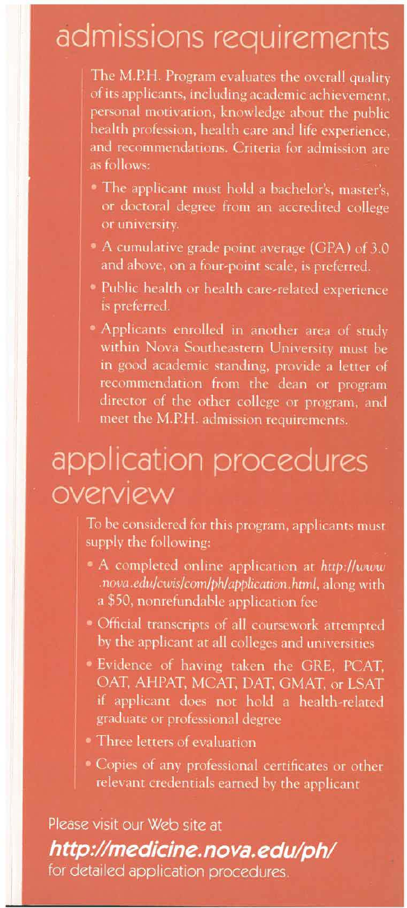# admissions requirements

The M.P.H. Program evaluates the overall quality of its applicants, including academic achievement, personal motivation, knowledge about the public health profession, health care and life experience, and recommendations. Criteria for admission are as follows:

- The applicant must hold a bachelor's, master's, or doctoral degree from an accredited college or university.
- A cumulative grade point average (GPA) of 3.0 and above, on a four-point scale, is preferred.
- Public health or health care-related experience is preferred.
- Applicants enrolled in another area of study within Nova Southeastern University must be in good academic standing, provide a letter of recommendation from the dean or program director of the other college or program, and meet the M.P.H. admission requirements.

# application procedures overview

To be considered for this program, applicants must supply the following:

- A completed online application at *http://www.nova.edu/cwis/com/ph/application.html*, along with a $50, nonrefundable application fee
- Official transcripts of all coursework attempted by the applicant at all colleges and universities
- Evidence of having taken the GRE, PCAT, OAT, AHPAT, MCAT, DAT, GMAT, or LSAT if applicant does not hold a health-related graduate or professional degree
- Three letters of evaluation
- Copies of any professional certificates or other relevant credentials earned by the applicant

Please visit our Web site at

***http://medicine.nova.edu/ph/***

for detailed application procedures.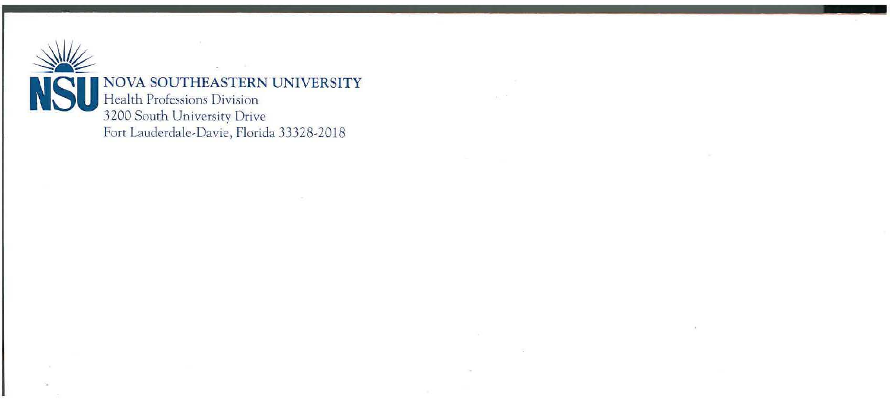NSU NOVA SOUTHEASTERN UNIVERSITY
Health Professions Division
3200 South University Drive
Fort Lauderdale-Davie, Florida 33328-2018